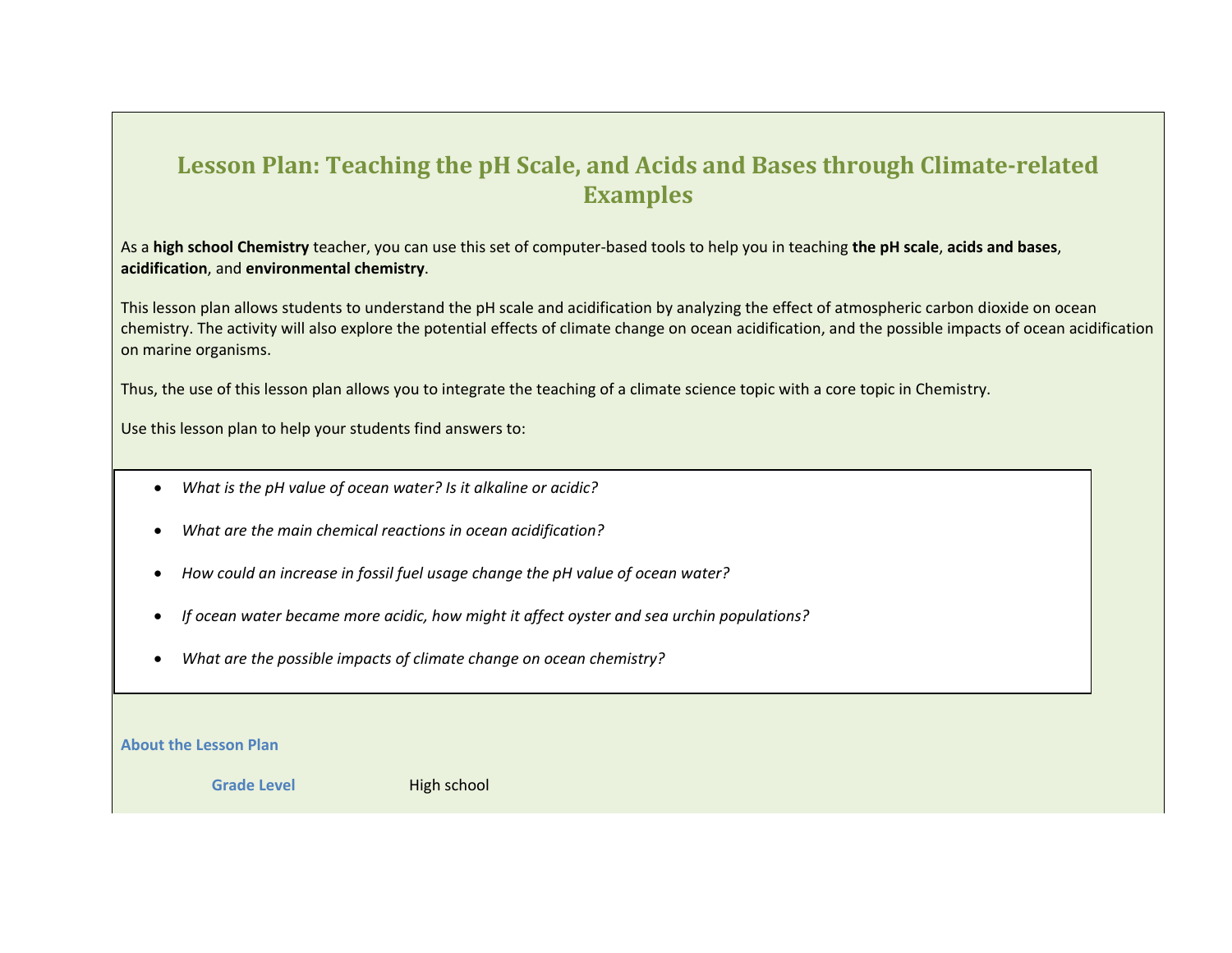# Lesson Plan: Teaching the pH Scale, and Acids and Bases through Climate-related Examples

As a **high school Chemistry** teacher, you can use this set of computer-based tools to help you in teaching **the pH scale**, **acids and bases**, **acidification**, and **environmental chemistry**.

This lesson plan allows students to understand the pH scale and acidification by analyzing the effect of atmospheric carbon dioxide on ocean chemistry. The activity will also explore the potential effects of climate change on ocean acidification, and the possible impacts of ocean acidification on marine organisms.

Thus, the use of this lesson plan allows you to integrate the teaching of a climate science topic with a core topic in Chemistry.

Use this lesson plan to help your students find answers to:

- *What is the pH value of ocean water? Is it alkaline or acidic?*
- *What are the main chemical reactions in ocean acidification?*
- *How could an increase in fossil fuel usage change the pH value of ocean water?*
- *If ocean water became more acidic, how might it affect oyster and sea urchin populations?*
- *What are the possible impacts of climate change on ocean chemistry?*

## About the Lesson Plan

| | |
|---|---|
| **Grade Level** | High school |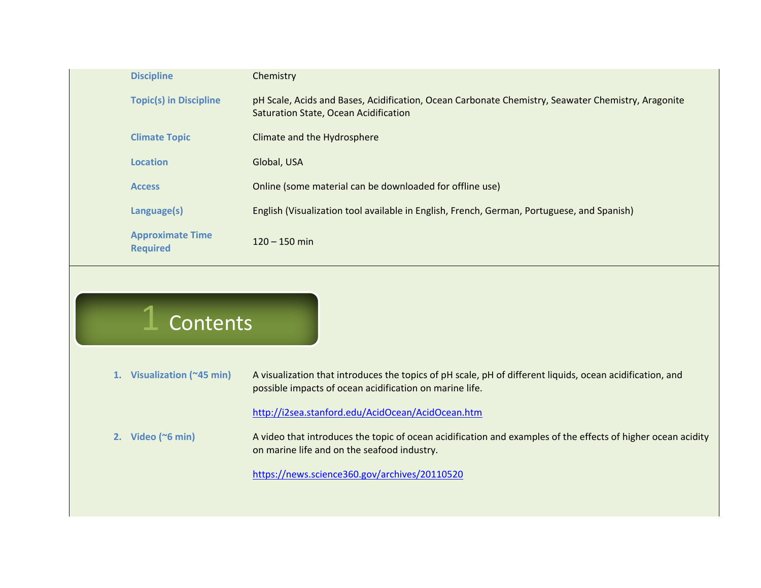| | |
|---|---|
| **Discipline** | Chemistry |
| **Topic(s) in Discipline** | pH Scale, Acids and Bases, Acidification, Ocean Carbonate Chemistry, Seawater Chemistry, Aragonite Saturation State, Ocean Acidification |
| **Climate Topic** | Climate and the Hydrosphere |
| **Location** | Global, USA |
| **Access** | Online (some material can be downloaded for offline use) |
| **Language(s)** | English (Visualization tool available in English, French, German, Portuguese, and Spanish) |
| **Approximate Time Required** | 120 – 150 min |

# 1 Contents

1. **Visualization (~45 min)**

   A visualization that introduces the topics of pH scale, pH of different liquids, ocean acidification, and possible impacts of ocean acidification on marine life.

   http://i2sea.stanford.edu/AcidOcean/AcidOcean.htm

2. **Video (~6 min)**

   A video that introduces the topic of ocean acidification and examples of the effects of higher ocean acidity on marine life and on the seafood industry.

   https://news.science360.gov/archives/20110520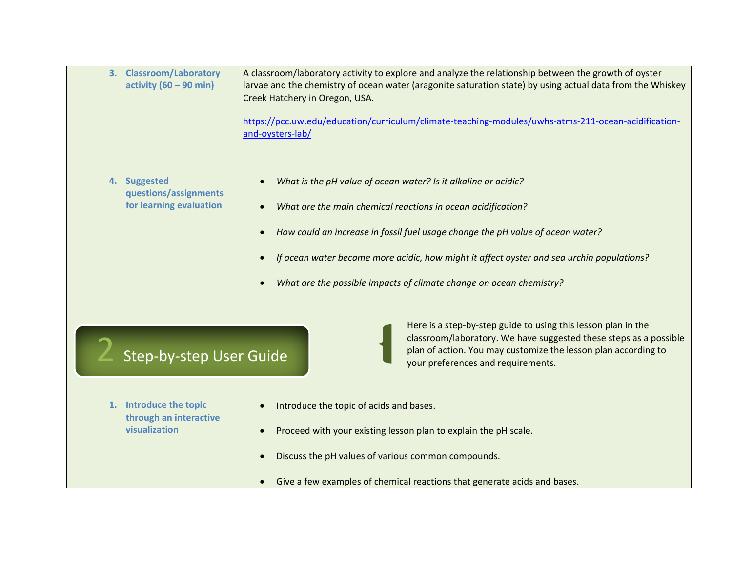3. **Classroom/Laboratory activity (60 – 90 min)**

A classroom/laboratory activity to explore and analyze the relationship between the growth of oyster larvae and the chemistry of ocean water (aragonite saturation state) by using actual data from the Whiskey Creek Hatchery in Oregon, USA.

https://pcc.uw.edu/education/curriculum/climate-teaching-modules/uwhs-atms-211-ocean-acidification-and-oysters-lab/

4. **Suggested questions/assignments for learning evaluation**

- *What is the pH value of ocean water? Is it alkaline or acidic?*
- *What are the main chemical reactions in ocean acidification?*
- *How could an increase in fossil fuel usage change the pH value of ocean water?*
- *If ocean water became more acidic, how might it affect oyster and sea urchin populations?*
- *What are the possible impacts of climate change on ocean chemistry?*

## 2 Step-by-step User Guide

Here is a step-by-step guide to using this lesson plan in the classroom/laboratory. We have suggested these steps as a possible plan of action. You may customize the lesson plan according to your preferences and requirements.

1. **Introduce the topic through an interactive visualization**

- Introduce the topic of acids and bases.
- Proceed with your existing lesson plan to explain the pH scale.
- Discuss the pH values of various common compounds.
- Give a few examples of chemical reactions that generate acids and bases.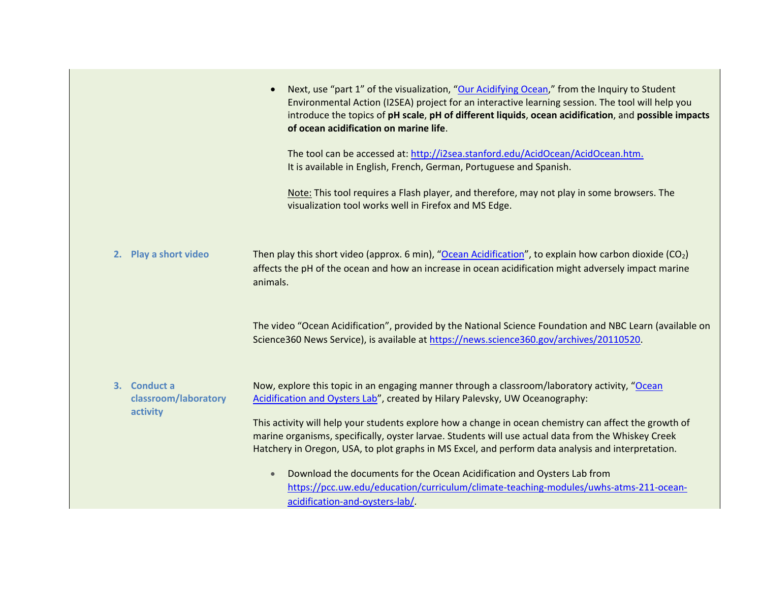- Next, use "part 1" of the visualization, "Our Acidifying Ocean," from the Inquiry to Student Environmental Action (I2SEA) project for an interactive learning session. The tool will help you introduce the topics of **pH scale**, **pH of different liquids**, **ocean acidification**, and **possible impacts of ocean acidification on marine life**.

  The tool can be accessed at: http://i2sea.stanford.edu/AcidOcean/AcidOcean.htm.
  It is available in English, French, German, Portuguese and Spanish.

  Note: This tool requires a Flash player, and therefore, may not play in some browsers. The visualization tool works well in Firefox and MS Edge.

**2. Play a short video**

Then play this short video (approx. 6 min), "Ocean Acidification", to explain how carbon dioxide ($CO_2$) affects the pH of the ocean and how an increase in ocean acidification might adversely impact marine animals.

The video "Ocean Acidification", provided by the National Science Foundation and NBC Learn (available on Science360 News Service), is available at https://news.science360.gov/archives/20110520.

**3. Conduct a classroom/laboratory activity**

Now, explore this topic in an engaging manner through a classroom/laboratory activity, "Ocean Acidification and Oysters Lab", created by Hilary Palevsky, UW Oceanography:

This activity will help your students explore how a change in ocean chemistry can affect the growth of marine organisms, specifically, oyster larvae. Students will use actual data from the Whiskey Creek Hatchery in Oregon, USA, to plot graphs in MS Excel, and perform data analysis and interpretation.

- Download the documents for the Ocean Acidification and Oysters Lab from https://pcc.uw.edu/education/curriculum/climate-teaching-modules/uwhs-atms-211-ocean-acidification-and-oysters-lab/.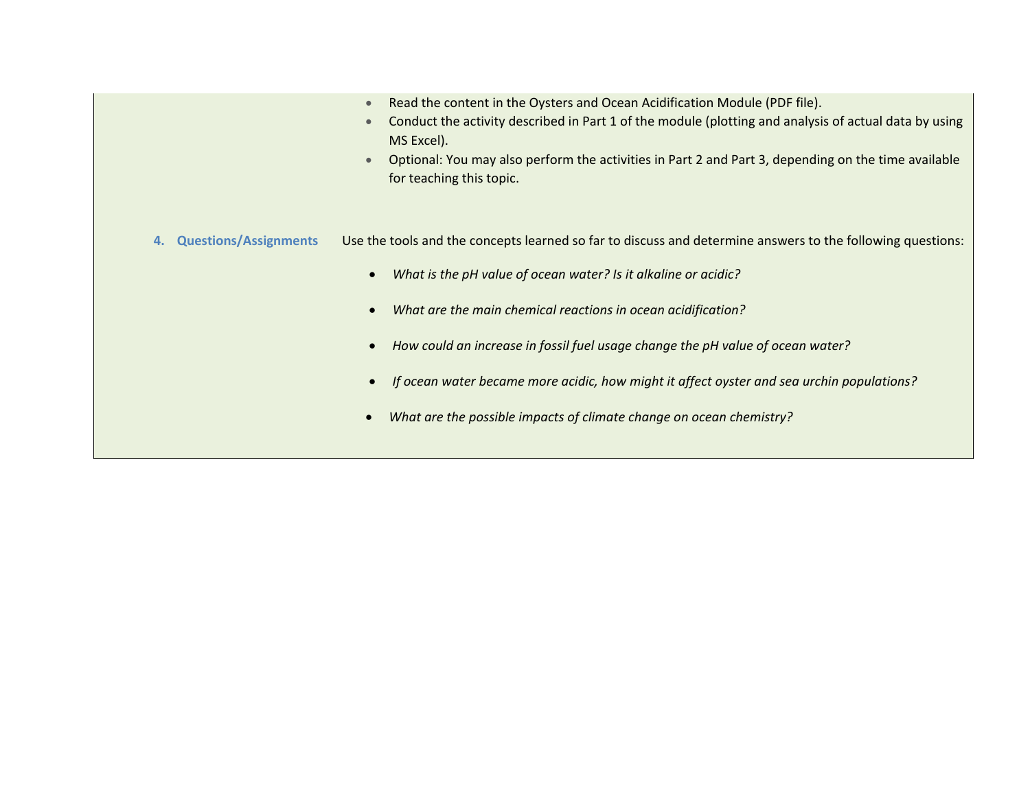- Read the content in the Oysters and Ocean Acidification Module (PDF file).
- Conduct the activity described in Part 1 of the module (plotting and analysis of actual data by using MS Excel).
- Optional: You may also perform the activities in Part 2 and Part 3, depending on the time available for teaching this topic.

**4. Questions/Assignments**

Use the tools and the concepts learned so far to discuss and determine answers to the following questions:

- *What is the pH value of ocean water? Is it alkaline or acidic?*
- *What are the main chemical reactions in ocean acidification?*
- *How could an increase in fossil fuel usage change the pH value of ocean water?*
- *If ocean water became more acidic, how might it affect oyster and sea urchin populations?*
- *What are the possible impacts of climate change on ocean chemistry?*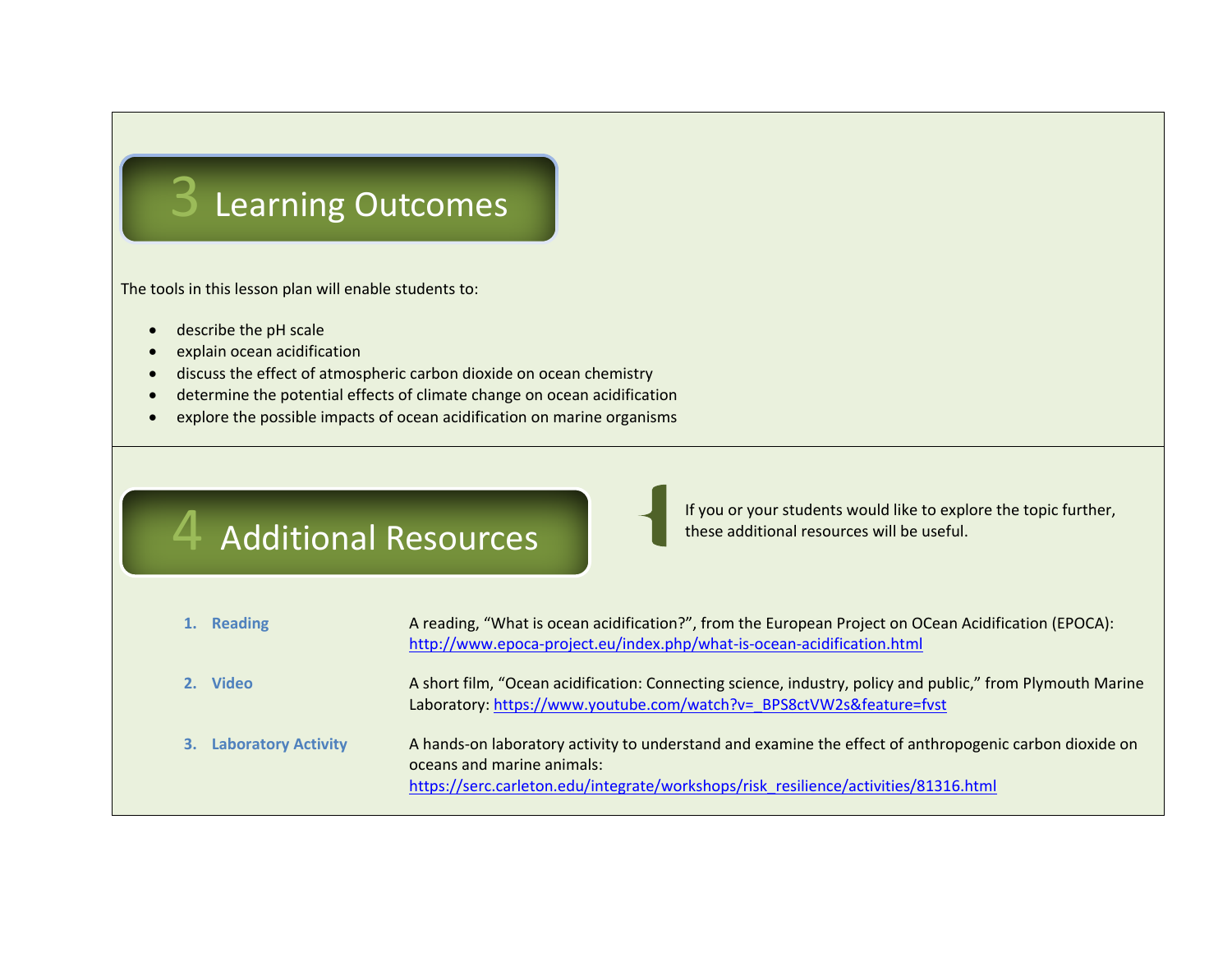## 3 Learning Outcomes

The tools in this lesson plan will enable students to:

- describe the pH scale
- explain ocean acidification
- discuss the effect of atmospheric carbon dioxide on ocean chemistry
- determine the potential effects of climate change on ocean acidification
- explore the possible impacts of ocean acidification on marine organisms

## 4 Additional Resources

If you or your students would like to explore the topic further, these additional resources will be useful.

1. **Reading** — A reading, "What is ocean acidification?", from the European Project on OCean Acidification (EPOCA): http://www.epoca-project.eu/index.php/what-is-ocean-acidification.html

2. **Video** — A short film, "Ocean acidification: Connecting science, industry, policy and public," from Plymouth Marine Laboratory: https://www.youtube.com/watch?v=_BPS8ctVW2s&feature=fvst

3. **Laboratory Activity** — A hands-on laboratory activity to understand and examine the effect of anthropogenic carbon dioxide on oceans and marine animals: https://serc.carleton.edu/integrate/workshops/risk_resilience/activities/81316.html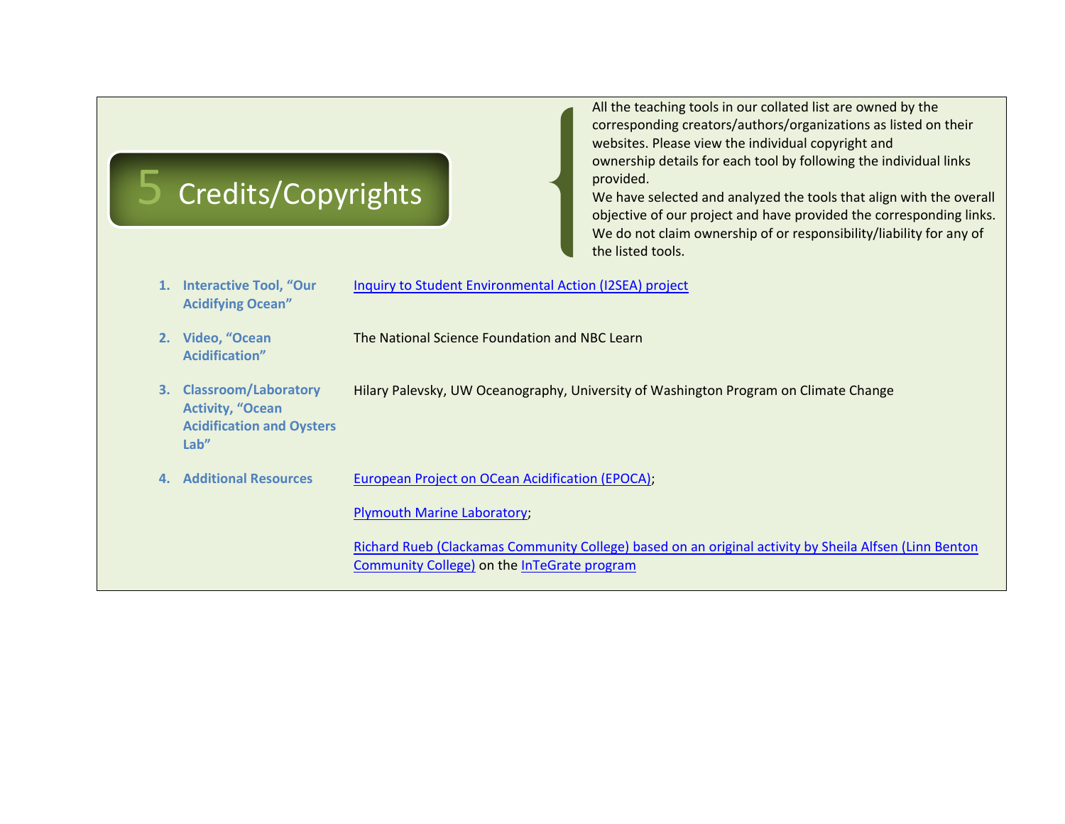# 5 Credits/Copyrights

All the teaching tools in our collated list are owned by the corresponding creators/authors/organizations as listed on their websites. Please view the individual copyright and ownership details for each tool by following the individual links provided.

We have selected and analyzed the tools that align with the overall objective of our project and have provided the corresponding links. We do not claim ownership of or responsibility/liability for any of the listed tools.

| | |
|---|---|
| **1. Interactive Tool, "Our Acidifying Ocean"** | Inquiry to Student Environmental Action (I2SEA) project |
| **2. Video, "Ocean Acidification"** | The National Science Foundation and NBC Learn |
| **3. Classroom/Laboratory Activity, "Ocean Acidification and Oysters Lab"** | Hilary Palevsky, UW Oceanography, University of Washington Program on Climate Change |
| **4. Additional Resources** | European Project on OCean Acidification (EPOCA);<br><br>Plymouth Marine Laboratory;<br><br>Richard Rueb (Clackamas Community College) based on an original activity by Sheila Alfsen (Linn Benton Community College) on the InTeGrate program |